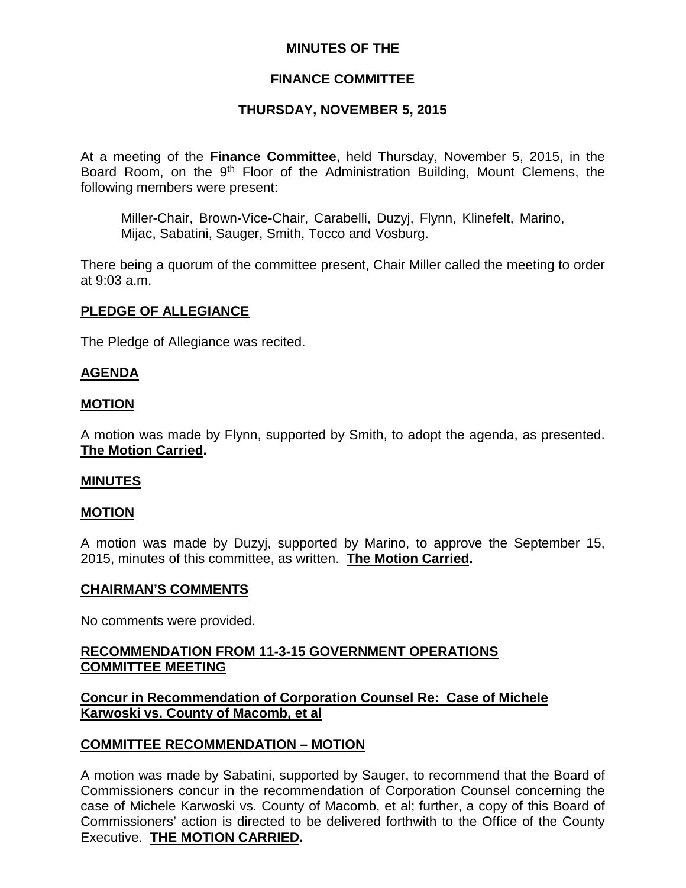**MINUTES OF THE**

**FINANCE COMMITTEE**

**THURSDAY, NOVEMBER 5, 2015**

At a meeting of the **Finance Committee**, held Thursday, November 5, 2015, in the Board Room, on the 9th Floor of the Administration Building, Mount Clemens, the following members were present:

Miller-Chair, Brown-Vice-Chair, Carabelli, Duzyj, Flynn, Klinefelt, Marino, Mijac, Sabatini, Sauger, Smith, Tocco and Vosburg.

There being a quorum of the committee present, Chair Miller called the meeting to order at 9:03 a.m.

**PLEDGE OF ALLEGIANCE**

The Pledge of Allegiance was recited.

**AGENDA**

**MOTION**

A motion was made by Flynn, supported by Smith, to adopt the agenda, as presented. **The Motion Carried.**

**MINUTES**

**MOTION**

A motion was made by Duzyj, supported by Marino, to approve the September 15, 2015, minutes of this committee, as written. **The Motion Carried.**

**CHAIRMAN'S COMMENTS**

No comments were provided.

**RECOMMENDATION FROM 11-3-15 GOVERNMENT OPERATIONS COMMITTEE MEETING**

**Concur in Recommendation of Corporation Counsel Re: Case of Michele Karwoski vs. County of Macomb, et al**

**COMMITTEE RECOMMENDATION – MOTION**

A motion was made by Sabatini, supported by Sauger, to recommend that the Board of Commissioners concur in the recommendation of Corporation Counsel concerning the case of Michele Karwoski vs. County of Macomb, et al; further, a copy of this Board of Commissioners' action is directed to be delivered forthwith to the Office of the County Executive. **THE MOTION CARRIED.**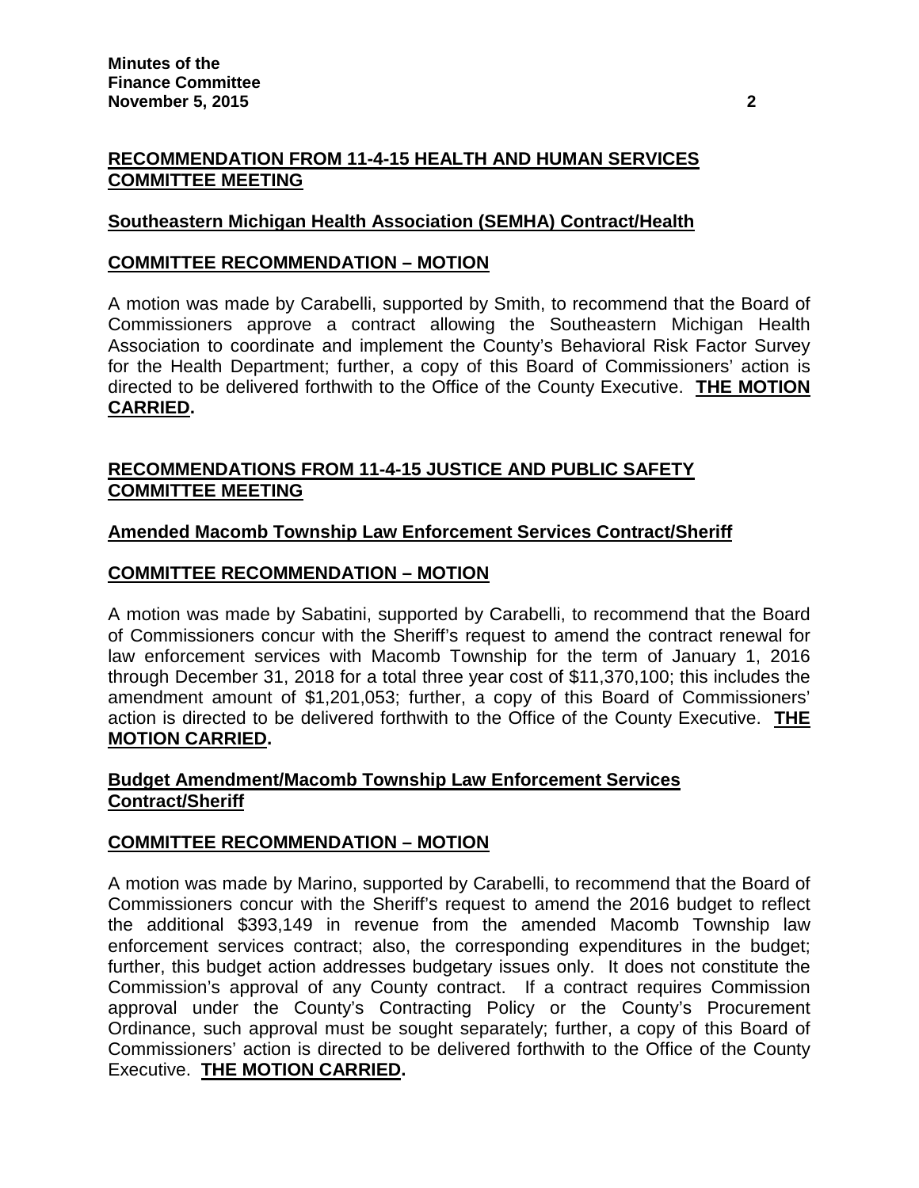## RECOMMENDATION FROM 11-4-15 HEALTH AND HUMAN SERVICES COMMITTEE MEETING

### Southeastern Michigan Health Association (SEMHA) Contract/Health

### COMMITTEE RECOMMENDATION – MOTION

A motion was made by Carabelli, supported by Smith, to recommend that the Board of Commissioners approve a contract allowing the Southeastern Michigan Health Association to coordinate and implement the County's Behavioral Risk Factor Survey for the Health Department; further, a copy of this Board of Commissioners' action is directed to be delivered forthwith to the Office of the County Executive. **THE MOTION CARRIED.**

## RECOMMENDATIONS FROM 11-4-15 JUSTICE AND PUBLIC SAFETY COMMITTEE MEETING

### Amended Macomb Township Law Enforcement Services Contract/Sheriff

### COMMITTEE RECOMMENDATION – MOTION

A motion was made by Sabatini, supported by Carabelli, to recommend that the Board of Commissioners concur with the Sheriff's request to amend the contract renewal for law enforcement services with Macomb Township for the term of January 1, 2016 through December 31, 2018 for a total three year cost of $11,370,100; this includes the amendment amount of $1,201,053; further, a copy of this Board of Commissioners' action is directed to be delivered forthwith to the Office of the County Executive. **THE MOTION CARRIED.**

### Budget Amendment/Macomb Township Law Enforcement Services Contract/Sheriff

### COMMITTEE RECOMMENDATION – MOTION

A motion was made by Marino, supported by Carabelli, to recommend that the Board of Commissioners concur with the Sheriff's request to amend the 2016 budget to reflect the additional $393,149 in revenue from the amended Macomb Township law enforcement services contract; also, the corresponding expenditures in the budget; further, this budget action addresses budgetary issues only. It does not constitute the Commission's approval of any County contract. If a contract requires Commission approval under the County's Contracting Policy or the County's Procurement Ordinance, such approval must be sought separately; further, a copy of this Board of Commissioners' action is directed to be delivered forthwith to the Office of the County Executive. **THE MOTION CARRIED.**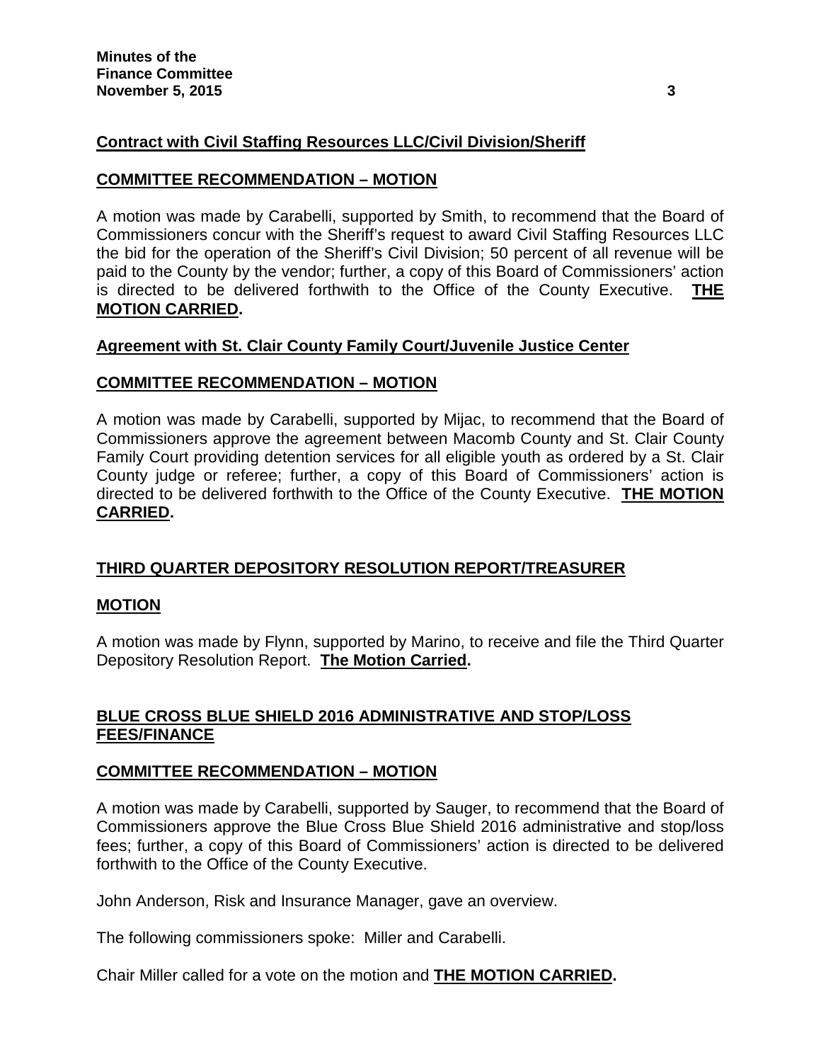**Contract with Civil Staffing Resources LLC/Civil Division/Sheriff**

**COMMITTEE RECOMMENDATION – MOTION**

A motion was made by Carabelli, supported by Smith, to recommend that the Board of Commissioners concur with the Sheriff's request to award Civil Staffing Resources LLC the bid for the operation of the Sheriff's Civil Division; 50 percent of all revenue will be paid to the County by the vendor; further, a copy of this Board of Commissioners' action is directed to be delivered forthwith to the Office of the County Executive. **THE MOTION CARRIED.**

**Agreement with St. Clair County Family Court/Juvenile Justice Center**

**COMMITTEE RECOMMENDATION – MOTION**

A motion was made by Carabelli, supported by Mijac, to recommend that the Board of Commissioners approve the agreement between Macomb County and St. Clair County Family Court providing detention services for all eligible youth as ordered by a St. Clair County judge or referee; further, a copy of this Board of Commissioners' action is directed to be delivered forthwith to the Office of the County Executive. **THE MOTION CARRIED.**

**THIRD QUARTER DEPOSITORY RESOLUTION REPORT/TREASURER**

**MOTION**

A motion was made by Flynn, supported by Marino, to receive and file the Third Quarter Depository Resolution Report. **The Motion Carried.**

**BLUE CROSS BLUE SHIELD 2016 ADMINISTRATIVE AND STOP/LOSS FEES/FINANCE**

**COMMITTEE RECOMMENDATION – MOTION**

A motion was made by Carabelli, supported by Sauger, to recommend that the Board of Commissioners approve the Blue Cross Blue Shield 2016 administrative and stop/loss fees; further, a copy of this Board of Commissioners' action is directed to be delivered forthwith to the Office of the County Executive.

John Anderson, Risk and Insurance Manager, gave an overview.

The following commissioners spoke: Miller and Carabelli.

Chair Miller called for a vote on the motion and **THE MOTION CARRIED.**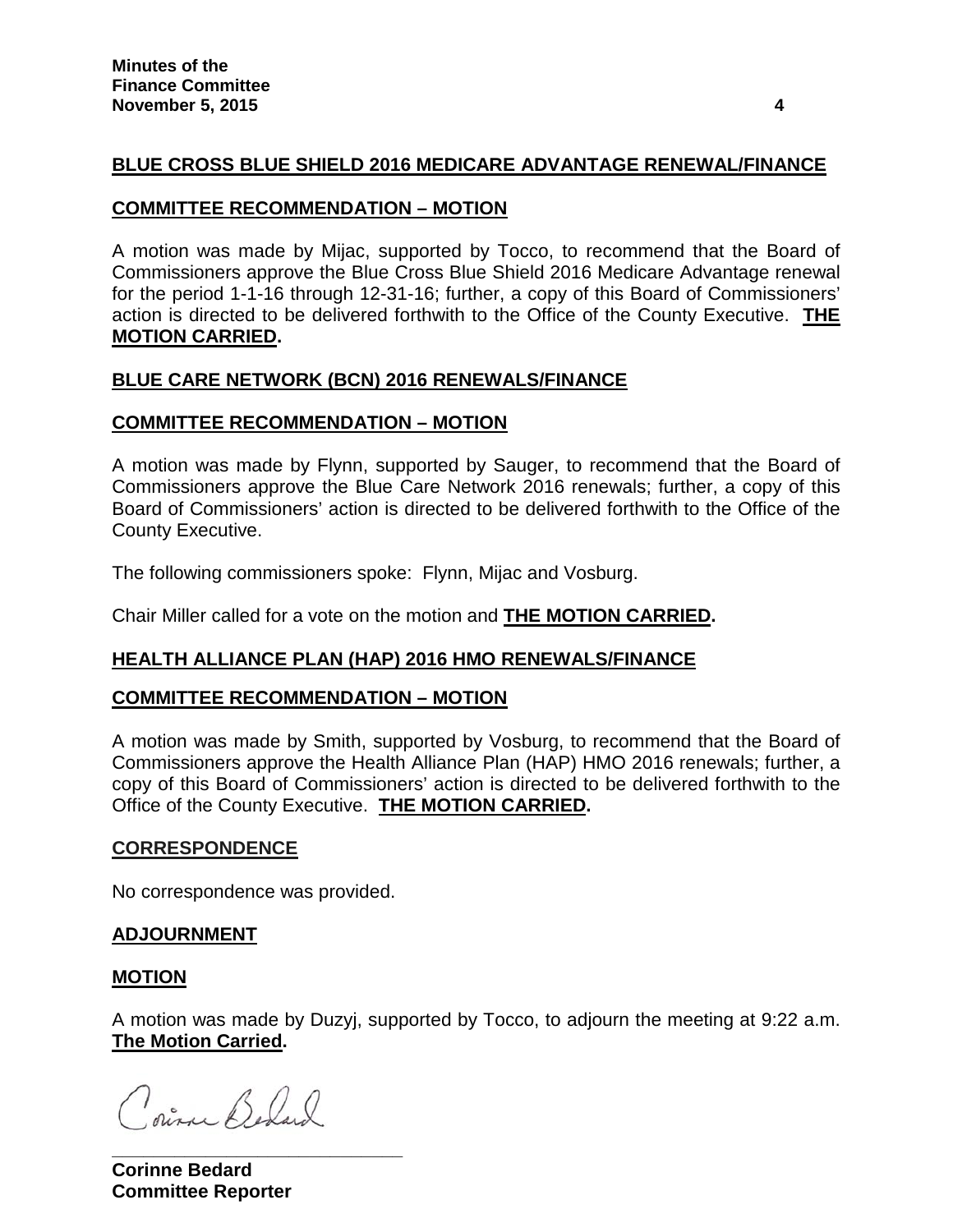## BLUE CROSS BLUE SHIELD 2016 MEDICARE ADVANTAGE RENEWAL/FINANCE

### COMMITTEE RECOMMENDATION – MOTION

A motion was made by Mijac, supported by Tocco, to recommend that the Board of Commissioners approve the Blue Cross Blue Shield 2016 Medicare Advantage renewal for the period 1-1-16 through 12-31-16; further, a copy of this Board of Commissioners' action is directed to be delivered forthwith to the Office of the County Executive. **THE MOTION CARRIED.**

## BLUE CARE NETWORK (BCN) 2016 RENEWALS/FINANCE

### COMMITTEE RECOMMENDATION – MOTION

A motion was made by Flynn, supported by Sauger, to recommend that the Board of Commissioners approve the Blue Care Network 2016 renewals; further, a copy of this Board of Commissioners' action is directed to be delivered forthwith to the Office of the County Executive.

The following commissioners spoke: Flynn, Mijac and Vosburg.

Chair Miller called for a vote on the motion and **THE MOTION CARRIED.**

## HEALTH ALLIANCE PLAN (HAP) 2016 HMO RENEWALS/FINANCE

### COMMITTEE RECOMMENDATION – MOTION

A motion was made by Smith, supported by Vosburg, to recommend that the Board of Commissioners approve the Health Alliance Plan (HAP) HMO 2016 renewals; further, a copy of this Board of Commissioners' action is directed to be delivered forthwith to the Office of the County Executive. **THE MOTION CARRIED.**

## CORRESPONDENCE

No correspondence was provided.

## ADJOURNMENT

### MOTION

A motion was made by Duzyj, supported by Tocco, to adjourn the meeting at 9:22 a.m. **The Motion Carried.**

Corinne Bedard

**Corinne Bedard**
**Committee Reporter**